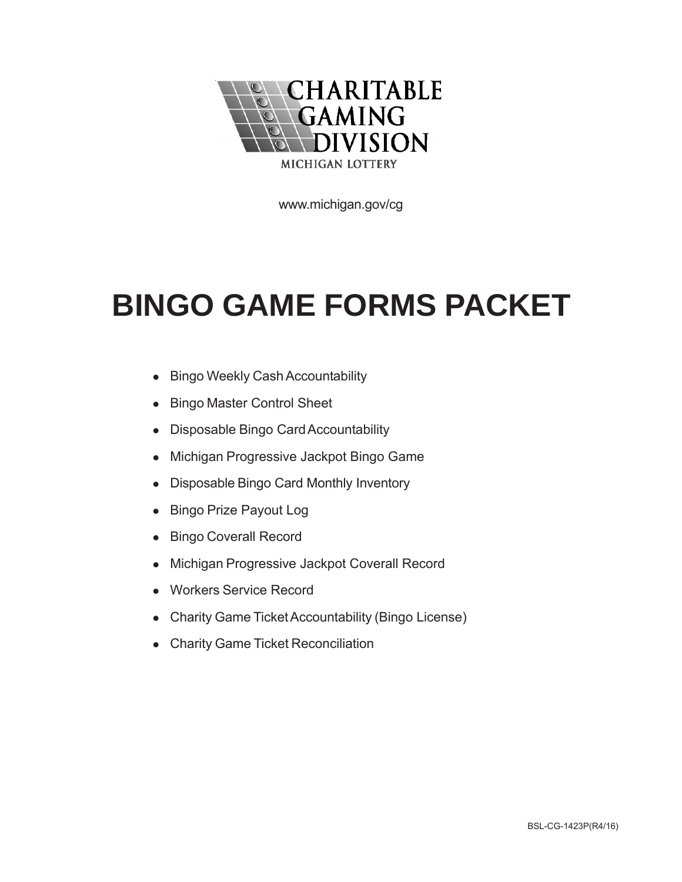CHARITABLE GAMING DIVISION

MICHIGAN LOTTERY

www.michigan.gov/cg

# BINGO GAME FORMS PACKET

- Bingo Weekly Cash Accountability
- Bingo Master Control Sheet
- Disposable Bingo Card Accountability
- Michigan Progressive Jackpot Bingo Game
- Disposable Bingo Card Monthly Inventory
- Bingo Prize Payout Log
- Bingo Coverall Record
- Michigan Progressive Jackpot Coverall Record
- Workers Service Record
- Charity Game Ticket Accountability (Bingo License)
- Charity Game Ticket Reconciliation

BSL-CG-1423P(R4/16)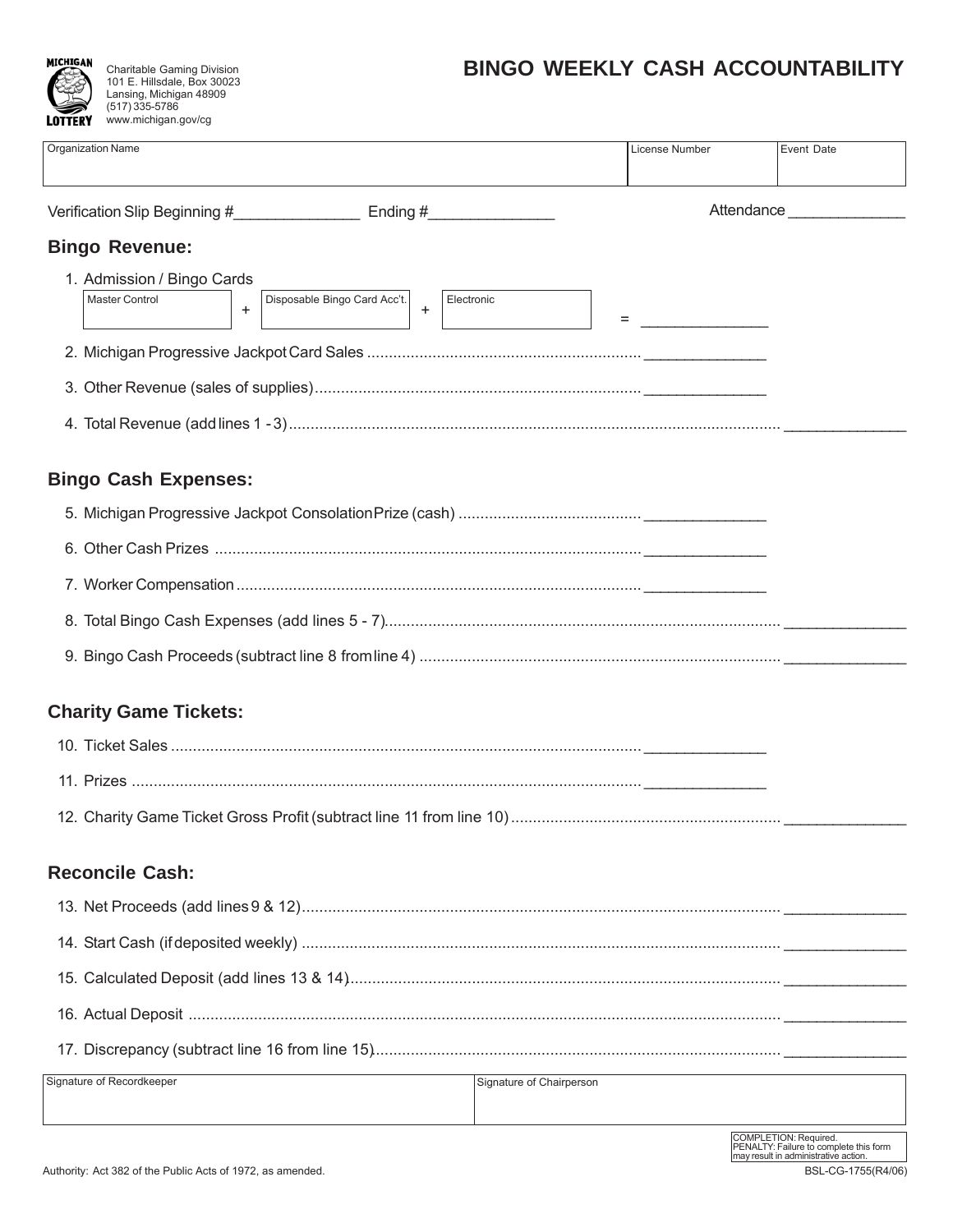MICHIGAN LOTTERY

Charitable Gaming Division
101 E. Hillsdale, Box 30023
Lansing, Michigan 48909
(517) 335-5786
www.michigan.gov/cg

# BINGO WEEKLY CASH ACCOUNTABILITY

| Organization Name | License Number | Event Date |
|---|---|---|
| | | |

Verification Slip Beginning #_______________ Ending #_______________ Attendance ______________

## Bingo Revenue:

1. Admission / Bingo Cards

| Master Control | + | Disposable Bingo Card Acc't. | + | Electronic | = | _______________ |
|---|---|---|---|---|---|---|

2. Michigan Progressive Jackpot Card Sales ............................................................... _______________
3. Other Revenue (sales of supplies)........................................................................... _______________
4. Total Revenue (add lines 1 - 3)................................................................................................................ _______________

## Bingo Cash Expenses:

5. Michigan Progressive Jackpot Consolation Prize (cash) .......................................... _______________
6. Other Cash Prizes .................................................................................................. _______________
7. Worker Compensation ............................................................................................ _______________
8. Total Bingo Cash Expenses (add lines 5 - 7)............................................................................................ _______________
9. Bingo Cash Proceeds (subtract line 8 from line 4) ................................................................................... _______________

## Charity Game Tickets:

10. Ticket Sales ........................................................................................................... _______________
11. Prizes .................................................................................................................... _______________
12. Charity Game Ticket Gross Profit (subtract line 11 from line 10) .............................................................. _______________

## Reconcile Cash:

13. Net Proceeds (add lines 9 & 12)............................................................................................................. _______________
14. Start Cash (if deposited weekly) ............................................................................................................. _______________
15. Calculated Deposit (add lines 13 & 14)................................................................................................... _______________
16. Actual Deposit ....................................................................................................................................... _______________
17. Discrepancy (subtract line 16 from line 15)............................................................................................. _______________

| Signature of Recordkeeper | Signature of Chairperson |
|---|---|
| | |

COMPLETION: Required.
PENALTY: Failure to complete this form may result in administrative action.

Authority: Act 382 of the Public Acts of 1972, as amended.

BSL-CG-1755(R4/06)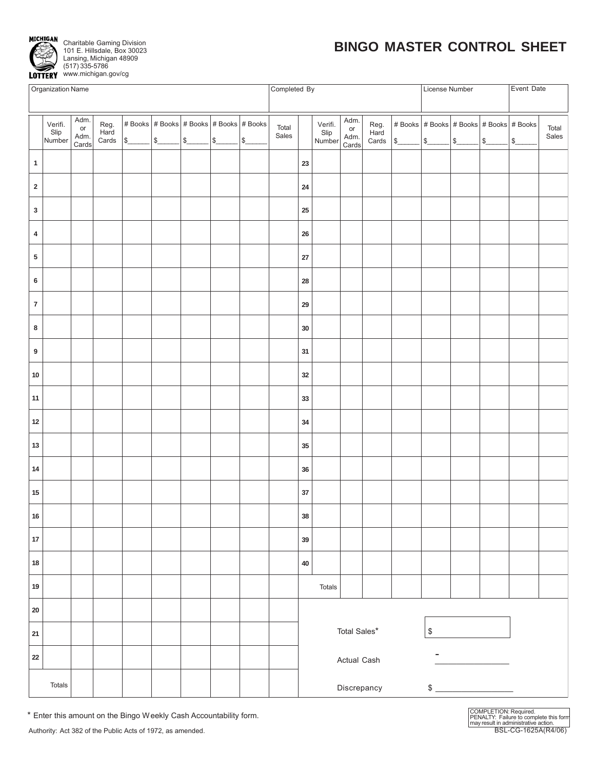MICHIGAN LOTTERY

Charitable Gaming Division
101 E. Hillsdale, Box 30023
Lansing, Michigan 48909
(517) 335-5786
www.michigan.gov/cg

# BINGO MASTER CONTROL SHEET

| Organization Name | Completed By | License Number | Event Date |
|---|---|---|---|
| | | | |

| | Verifi. Slip Number | Adm. or Adm. Cards | Reg. Hard Cards | # Books $_____ | # Books $_____ | # Books $_____ | # Books $_____ | # Books $_____ | Total Sales | | Verifi. Slip Number | Adm. or Adm. Cards | Reg. Hard Cards | # Books $_____ | # Books $_____ | # Books $_____ | # Books $_____ | # Books $_____ | Total Sales |
|---|---|---|---|---|---|---|---|---|---|---|---|---|---|---|---|---|---|---|---|
| 1 | | | | | | | | | | 23 | | | | | | | | | |
| 2 | | | | | | | | | | 24 | | | | | | | | | |
| 3 | | | | | | | | | | 25 | | | | | | | | | |
| 4 | | | | | | | | | | 26 | | | | | | | | | |
| 5 | | | | | | | | | | 27 | | | | | | | | | |
| 6 | | | | | | | | | | 28 | | | | | | | | | |
| 7 | | | | | | | | | | 29 | | | | | | | | | |
| 8 | | | | | | | | | | 30 | | | | | | | | | |
| 9 | | | | | | | | | | 31 | | | | | | | | | |
| 10 | | | | | | | | | | 32 | | | | | | | | | |
| 11 | | | | | | | | | | 33 | | | | | | | | | |
| 12 | | | | | | | | | | 34 | | | | | | | | | |
| 13 | | | | | | | | | | 35 | | | | | | | | | |
| 14 | | | | | | | | | | 36 | | | | | | | | | |
| 15 | | | | | | | | | | 37 | | | | | | | | | |
| 16 | | | | | | | | | | 38 | | | | | | | | | |
| 17 | | | | | | | | | | 39 | | | | | | | | | |
| 18 | | | | | | | | | | 40 | | | | | | | | | |
| 19 | | | | | | | | | | | Totals | | | | | | | | |
| 20 | | | | | | | | | | | | | | | | | | | |
| 21 | | | | | | | | | | | Total Sales* | | | | $ | | | | |
| 22 | | | | | | | | | | | Actual Cash | | | | - | | | | |
| | Totals | | | | | | | | | | Discrepancy | | | | $ | | | | |

\* Enter this amount on the Bingo Weekly Cash Accountability form.

Authority: Act 382 of the Public Acts of 1972, as amended.

COMPLETION: Required.
PENALTY: Failure to complete this form may result in administrative action.

BSL-CG-1625A(R4/06)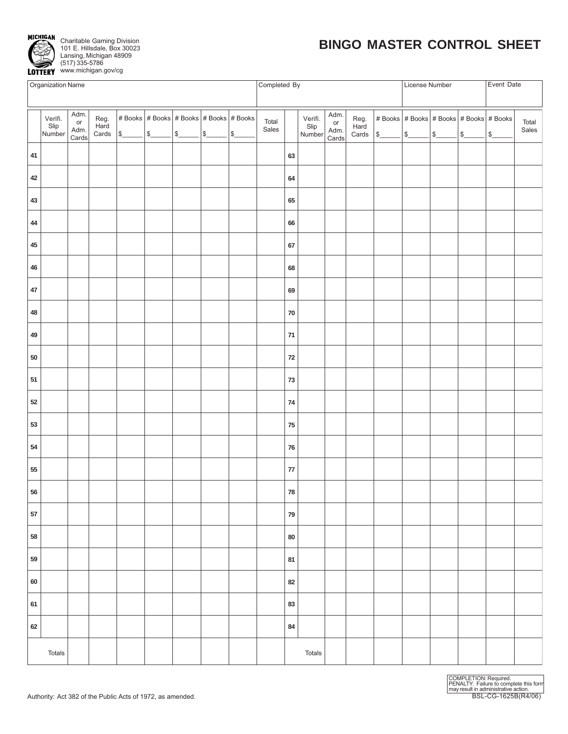MICHIGAN LOTTERY

Charitable Gaming Division
101 E. Hillsdale, Box 30023
Lansing, Michigan 48909
(517) 335-5786
www.michigan.gov/cg

# BINGO MASTER CONTROL SHEET

| Organization Name | Completed By | License Number | Event Date |
|---|---|---|---|
| | | | |

| | Verifi. Slip Number | Adm. or Adm. Cards | Reg. Hard Cards | # Books $____ | # Books $____ | # Books $____ | # Books $____ | # Books $____ | Total Sales | | Verifi. Slip Number | Adm. or Adm. Cards | Reg. Hard Cards | # Books $____ | # Books $____ | # Books $____ | # Books $____ | # Books $____ | Total Sales |
|---|---|---|---|---|---|---|---|---|---|---|---|---|---|---|---|---|---|---|---|
| 41 | | | | | | | | | | 63 | | | | | | | | | |
| 42 | | | | | | | | | | 64 | | | | | | | | | |
| 43 | | | | | | | | | | 65 | | | | | | | | | |
| 44 | | | | | | | | | | 66 | | | | | | | | | |
| 45 | | | | | | | | | | 67 | | | | | | | | | |
| 46 | | | | | | | | | | 68 | | | | | | | | | |
| 47 | | | | | | | | | | 69 | | | | | | | | | |
| 48 | | | | | | | | | | 70 | | | | | | | | | |
| 49 | | | | | | | | | | 71 | | | | | | | | | |
| 50 | | | | | | | | | | 72 | | | | | | | | | |
| 51 | | | | | | | | | | 73 | | | | | | | | | |
| 52 | | | | | | | | | | 74 | | | | | | | | | |
| 53 | | | | | | | | | | 75 | | | | | | | | | |
| 54 | | | | | | | | | | 76 | | | | | | | | | |
| 55 | | | | | | | | | | 77 | | | | | | | | | |
| 56 | | | | | | | | | | 78 | | | | | | | | | |
| 57 | | | | | | | | | | 79 | | | | | | | | | |
| 58 | | | | | | | | | | 80 | | | | | | | | | |
| 59 | | | | | | | | | | 81 | | | | | | | | | |
| 60 | | | | | | | | | | 82 | | | | | | | | | |
| 61 | | | | | | | | | | 83 | | | | | | | | | |
| 62 | | | | | | | | | | 84 | | | | | | | | | |
| | Totals | | | | | | | | | | Totals | | | | | | | | |

Authority: Act 382 of the Public Acts of 1972, as amended.

COMPLETION: Required.
PENALTY: Failure to complete this form may result in administrative action.

BSL-CG-1625B(R4/06)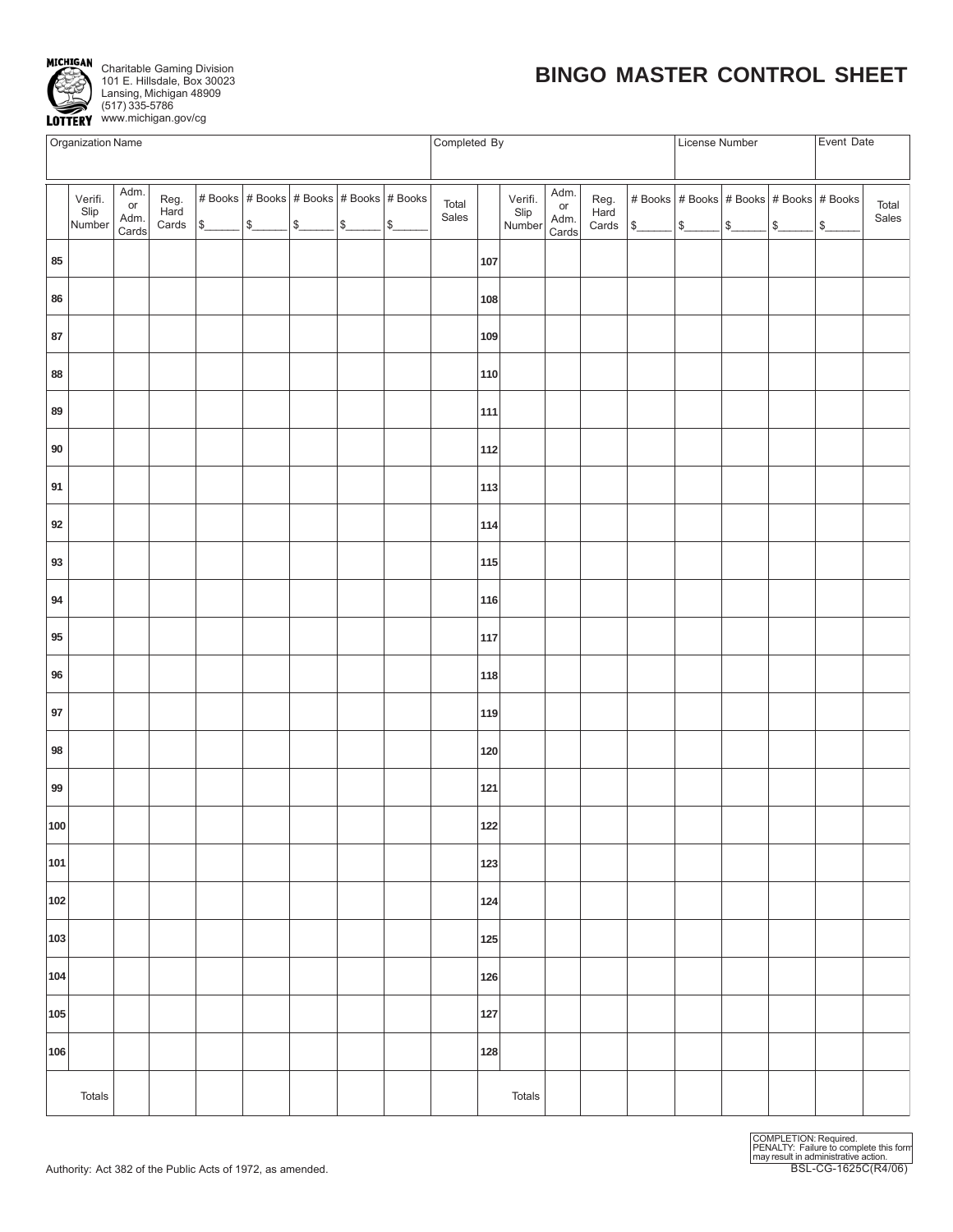Charitable Gaming Division
101 E. Hillsdale, Box 30023
Lansing, Michigan 48909
(517) 335-5786
www.michigan.gov/cg

# BINGO MASTER CONTROL SHEET

| Organization Name | Completed By | License Number | Event Date |
|---|---|---|---|
| | | | |

| | Verifi. Slip Number | Adm. or Adm. Cards | Reg. Hard Cards | # Books $\_\_\_\_\_ | # Books $\_\_\_\_\_ | # Books $\_\_\_\_\_ | # Books $\_\_\_\_\_ | # Books $\_\_\_\_\_ | Total Sales | | Verifi. Slip Number | Adm. or Adm. Cards | Reg. Hard Cards | # Books $\_\_\_\_\_ | # Books $\_\_\_\_\_ | # Books $\_\_\_\_\_ | # Books $\_\_\_\_\_ | # Books $\_\_\_\_\_ | Total Sales |
|---|---|---|---|---|---|---|---|---|---|---|---|---|---|---|---|---|---|---|---|
| 85 | | | | | | | | | | 107 | | | | | | | | | |
| 86 | | | | | | | | | | 108 | | | | | | | | | |
| 87 | | | | | | | | | | 109 | | | | | | | | | |
| 88 | | | | | | | | | | 110 | | | | | | | | | |
| 89 | | | | | | | | | | 111 | | | | | | | | | |
| 90 | | | | | | | | | | 112 | | | | | | | | | |
| 91 | | | | | | | | | | 113 | | | | | | | | | |
| 92 | | | | | | | | | | 114 | | | | | | | | | |
| 93 | | | | | | | | | | 115 | | | | | | | | | |
| 94 | | | | | | | | | | 116 | | | | | | | | | |
| 95 | | | | | | | | | | 117 | | | | | | | | | |
| 96 | | | | | | | | | | 118 | | | | | | | | | |
| 97 | | | | | | | | | | 119 | | | | | | | | | |
| 98 | | | | | | | | | | 120 | | | | | | | | | |
| 99 | | | | | | | | | | 121 | | | | | | | | | |
| 100 | | | | | | | | | | 122 | | | | | | | | | |
| 101 | | | | | | | | | | 123 | | | | | | | | | |
| 102 | | | | | | | | | | 124 | | | | | | | | | |
| 103 | | | | | | | | | | 125 | | | | | | | | | |
| 104 | | | | | | | | | | 126 | | | | | | | | | |
| 105 | | | | | | | | | | 127 | | | | | | | | | |
| 106 | | | | | | | | | | 128 | | | | | | | | | |
| Totals | | | | | | | | | | Totals | | | | | | | | | |

Authority: Act 382 of the Public Acts of 1972, as amended.

COMPLETION: Required.
PENALTY: Failure to complete this form may result in administrative action.

BSL-CG-1625C(R4/06)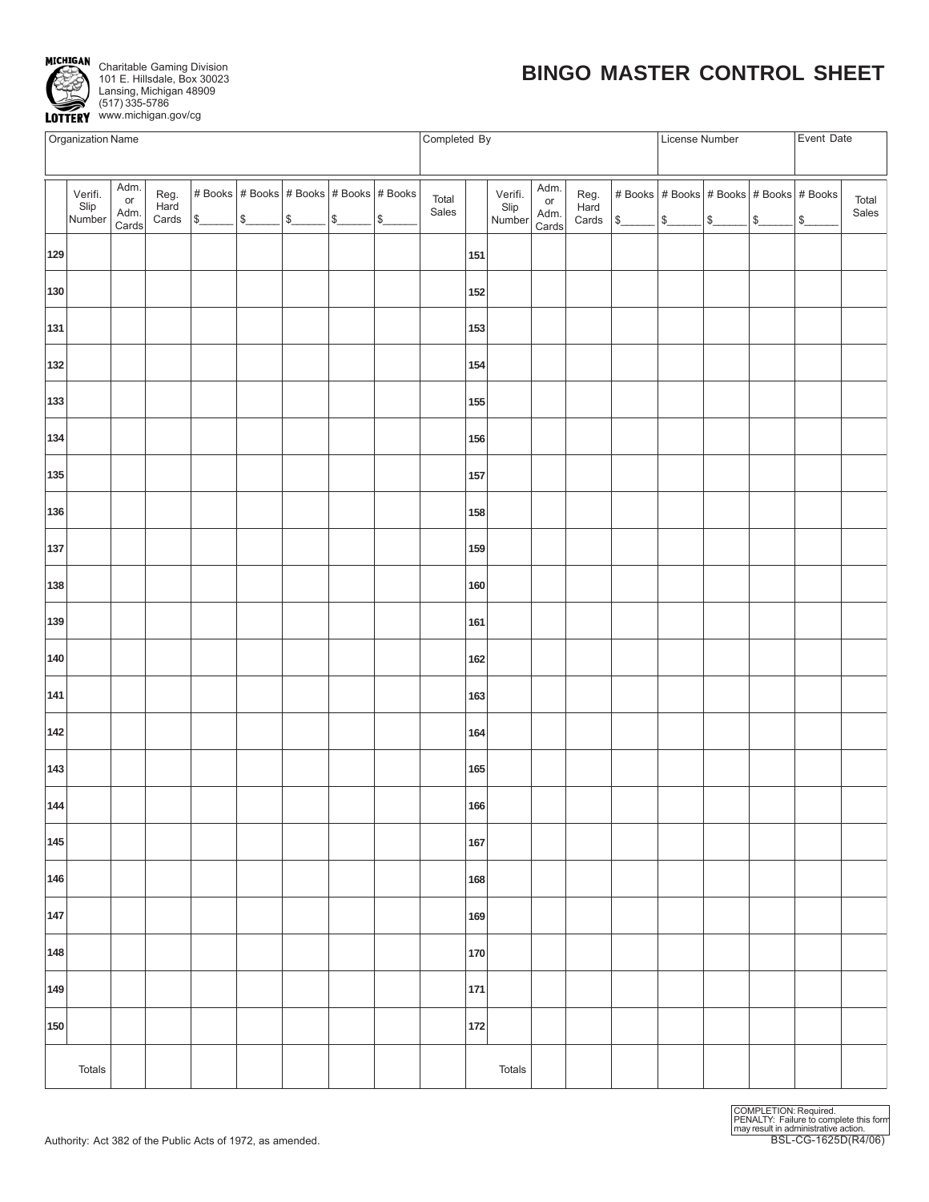MICHIGAN LOTTERY

Charitable Gaming Division
101 E. Hillsdale, Box 30023
Lansing, Michigan 48909
(517) 335-5786
www.michigan.gov/cg

# BINGO MASTER CONTROL SHEET

| Organization Name | Completed By | License Number | Event Date |
|---|---|---|---|
| | | | |

| | Verifi. Slip Number | Adm. or Adm. Cards | Reg. Hard Cards | # Books $\_\_\_\_\_\_ | # Books $\_\_\_\_\_\_ | # Books $\_\_\_\_\_\_ | # Books $\_\_\_\_\_\_ | # Books $\_\_\_\_\_\_ | Total Sales | | Verifi. Slip Number | Adm. or Adm. Cards | Reg. Hard Cards | # Books $\_\_\_\_\_\_ | # Books $\_\_\_\_\_\_ | # Books $\_\_\_\_\_\_ | # Books $\_\_\_\_\_\_ | # Books $\_\_\_\_\_\_ | Total Sales |
|---|---|---|---|---|---|---|---|---|---|---|---|---|---|---|---|---|---|---|---|
| 129 | | | | | | | | | | 151 | | | | | | | | | |
| 130 | | | | | | | | | | 152 | | | | | | | | | |
| 131 | | | | | | | | | | 153 | | | | | | | | | |
| 132 | | | | | | | | | | 154 | | | | | | | | | |
| 133 | | | | | | | | | | 155 | | | | | | | | | |
| 134 | | | | | | | | | | 156 | | | | | | | | | |
| 135 | | | | | | | | | | 157 | | | | | | | | | |
| 136 | | | | | | | | | | 158 | | | | | | | | | |
| 137 | | | | | | | | | | 159 | | | | | | | | | |
| 138 | | | | | | | | | | 160 | | | | | | | | | |
| 139 | | | | | | | | | | 161 | | | | | | | | | |
| 140 | | | | | | | | | | 162 | | | | | | | | | |
| 141 | | | | | | | | | | 163 | | | | | | | | | |
| 142 | | | | | | | | | | 164 | | | | | | | | | |
| 143 | | | | | | | | | | 165 | | | | | | | | | |
| 144 | | | | | | | | | | 166 | | | | | | | | | |
| 145 | | | | | | | | | | 167 | | | | | | | | | |
| 146 | | | | | | | | | | 168 | | | | | | | | | |
| 147 | | | | | | | | | | 169 | | | | | | | | | |
| 148 | | | | | | | | | | 170 | | | | | | | | | |
| 149 | | | | | | | | | | 171 | | | | | | | | | |
| 150 | | | | | | | | | | 172 | | | | | | | | | |
| | Totals | | | | | | | | | | Totals | | | | | | | | |

Authority: Act 382 of the Public Acts of 1972, as amended.

COMPLETION: Required.
PENALTY: Failure to complete this form may result in administrative action.
BSL-CG-1625D(R4/06)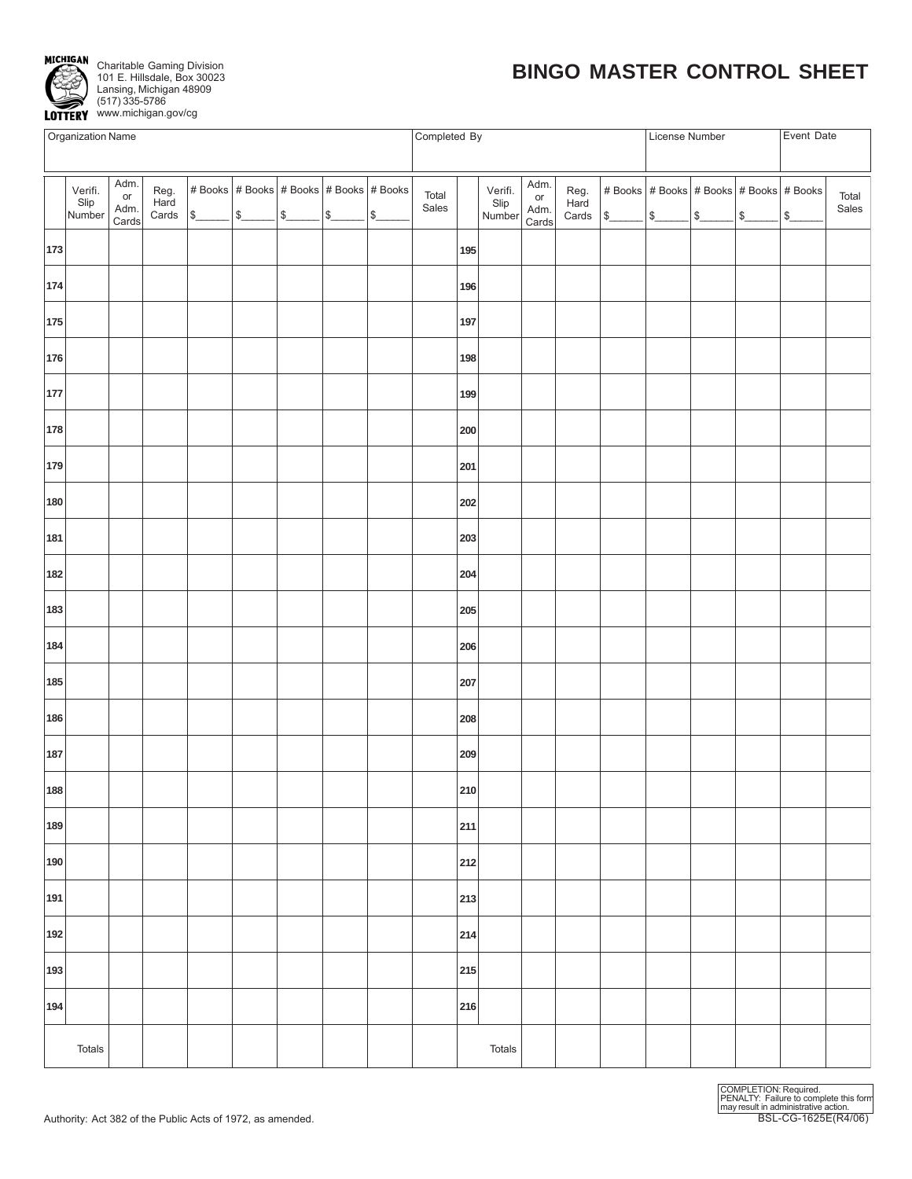Michigan Lottery

Charitable Gaming Division
101 E. Hillsdale, Box 30023
Lansing, Michigan 48909
(517) 335-5786
www.michigan.gov/cg

# BINGO MASTER CONTROL SHEET

| Organization Name | Completed By | License Number | Event Date |
|---|---|---|---|
| | | | |

| | Verifi. Slip Number | Adm. or Adm. Cards | Reg. Hard Cards | # Books $\_\_\_\_\_ | # Books $\_\_\_\_\_ | # Books $\_\_\_\_\_ | # Books $\_\_\_\_\_ | # Books $\_\_\_\_\_ | Total Sales | | Verifi. Slip Number | Adm. or Adm. Cards | Reg. Hard Cards | # Books $\_\_\_\_\_ | # Books $\_\_\_\_\_ | # Books $\_\_\_\_\_ | # Books $\_\_\_\_\_ | # Books $\_\_\_\_\_ | Total Sales |
|---|---|---|---|---|---|---|---|---|---|---|---|---|---|---|---|---|---|---|---|
| 173 | | | | | | | | | | 195 | | | | | | | | | |
| 174 | | | | | | | | | | 196 | | | | | | | | | |
| 175 | | | | | | | | | | 197 | | | | | | | | | |
| 176 | | | | | | | | | | 198 | | | | | | | | | |
| 177 | | | | | | | | | | 199 | | | | | | | | | |
| 178 | | | | | | | | | | 200 | | | | | | | | | |
| 179 | | | | | | | | | | 201 | | | | | | | | | |
| 180 | | | | | | | | | | 202 | | | | | | | | | |
| 181 | | | | | | | | | | 203 | | | | | | | | | |
| 182 | | | | | | | | | | 204 | | | | | | | | | |
| 183 | | | | | | | | | | 205 | | | | | | | | | |
| 184 | | | | | | | | | | 206 | | | | | | | | | |
| 185 | | | | | | | | | | 207 | | | | | | | | | |
| 186 | | | | | | | | | | 208 | | | | | | | | | |
| 187 | | | | | | | | | | 209 | | | | | | | | | |
| 188 | | | | | | | | | | 210 | | | | | | | | | |
| 189 | | | | | | | | | | 211 | | | | | | | | | |
| 190 | | | | | | | | | | 212 | | | | | | | | | |
| 191 | | | | | | | | | | 213 | | | | | | | | | |
| 192 | | | | | | | | | | 214 | | | | | | | | | |
| 193 | | | | | | | | | | 215 | | | | | | | | | |
| 194 | | | | | | | | | | 216 | | | | | | | | | |
| | Totals | | | | | | | | | | Totals | | | | | | | | |

COMPLETION: Required.
PENALTY: Failure to complete this form may result in administrative action.

Authority: Act 382 of the Public Acts of 1972, as amended.

BSL-CG-1625E(R4/06)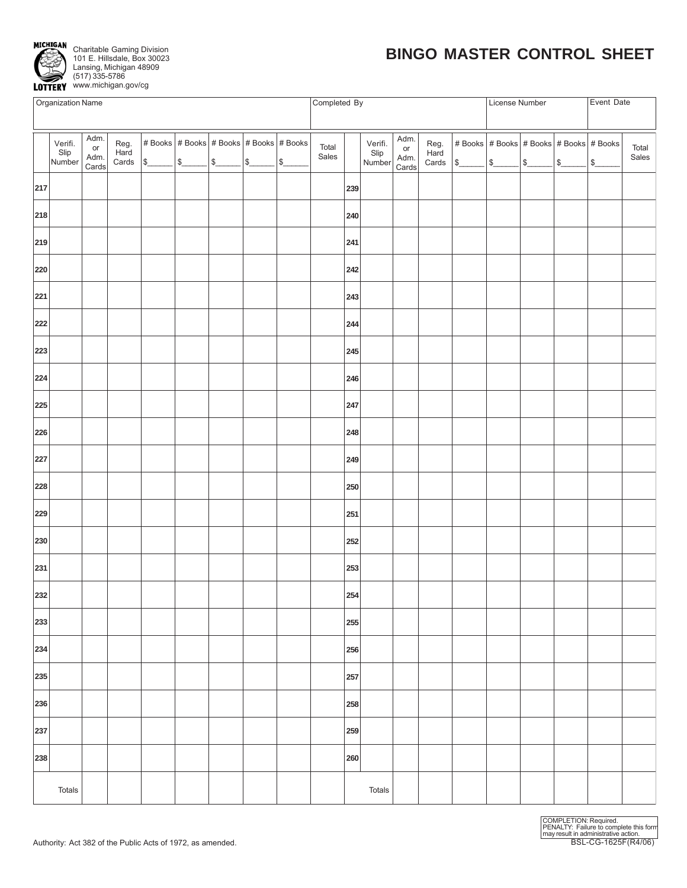MICHIGAN LOTTERY

Charitable Gaming Division
101 E. Hillsdale, Box 30023
Lansing, Michigan 48909
(517) 335-5786
www.michigan.gov/cg

# BINGO MASTER CONTROL SHEET

| Organization Name | Completed By | License Number | Event Date |
|---|---|---|---|
| | | | |

| | Verifi. Slip Number | Adm. or Adm. Cards | Reg. Hard Cards | # Books $\_\_\_\_\_ | # Books $\_\_\_\_\_ | # Books $\_\_\_\_\_ | # Books $\_\_\_\_\_ | # Books $\_\_\_\_\_ | Total Sales | | Verifi. Slip Number | Adm. or Adm. Cards | Reg. Hard Cards | # Books $\_\_\_\_\_ | # Books $\_\_\_\_\_ | # Books $\_\_\_\_\_ | # Books $\_\_\_\_\_ | # Books $\_\_\_\_\_ | Total Sales |
|---|---|---|---|---|---|---|---|---|---|---|---|---|---|---|---|---|---|---|---|
| 217 | | | | | | | | | | 239 | | | | | | | | | |
| 218 | | | | | | | | | | 240 | | | | | | | | | |
| 219 | | | | | | | | | | 241 | | | | | | | | | |
| 220 | | | | | | | | | | 242 | | | | | | | | | |
| 221 | | | | | | | | | | 243 | | | | | | | | | |
| 222 | | | | | | | | | | 244 | | | | | | | | | |
| 223 | | | | | | | | | | 245 | | | | | | | | | |
| 224 | | | | | | | | | | 246 | | | | | | | | | |
| 225 | | | | | | | | | | 247 | | | | | | | | | |
| 226 | | | | | | | | | | 248 | | | | | | | | | |
| 227 | | | | | | | | | | 249 | | | | | | | | | |
| 228 | | | | | | | | | | 250 | | | | | | | | | |
| 229 | | | | | | | | | | 251 | | | | | | | | | |
| 230 | | | | | | | | | | 252 | | | | | | | | | |
| 231 | | | | | | | | | | 253 | | | | | | | | | |
| 232 | | | | | | | | | | 254 | | | | | | | | | |
| 233 | | | | | | | | | | 255 | | | | | | | | | |
| 234 | | | | | | | | | | 256 | | | | | | | | | |
| 235 | | | | | | | | | | 257 | | | | | | | | | |
| 236 | | | | | | | | | | 258 | | | | | | | | | |
| 237 | | | | | | | | | | 259 | | | | | | | | | |
| 238 | | | | | | | | | | 260 | | | | | | | | | |
| Totals | | | | | | | | | | Totals | | | | | | | | | |

Authority: Act 382 of the Public Acts of 1972, as amended.

COMPLETION: Required.
PENALTY: Failure to complete this form may result in administrative action.

BSL-CG-1625F(R4/06)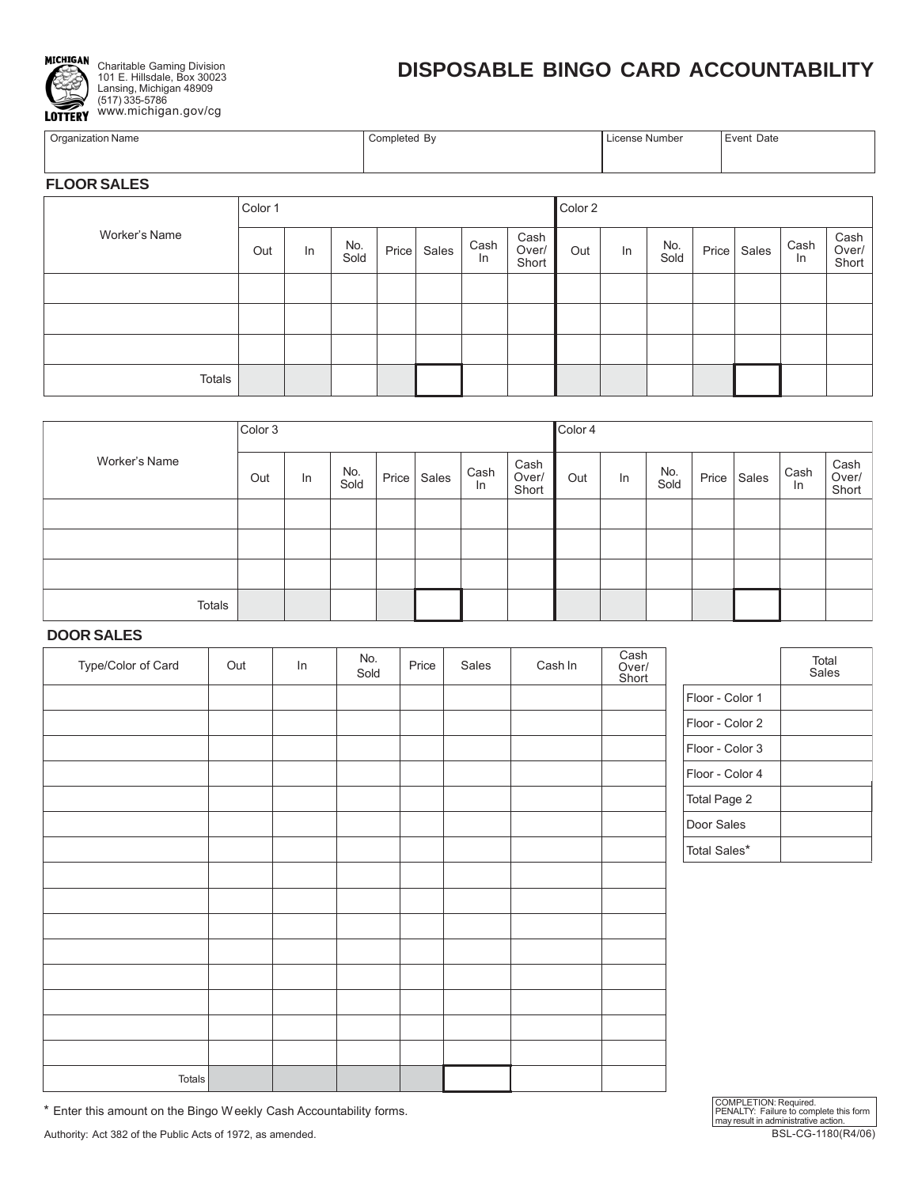MICHIGAN LOTTERY

Charitable Gaming Division
101 E. Hillsdale, Box 30023
Lansing, Michigan 48909
(517) 335-5786
www.michigan.gov/cg

# DISPOSABLE BINGO CARD ACCOUNTABILITY

| Organization Name | Completed By | License Number | Event Date |
|---|---|---|---|
| | | | |

## FLOOR SALES

| Worker's Name | Color 1 | | | | | | | Color 2 | | | | | | |
|---|---|---|---|---|---|---|---|---|---|---|---|---|---|---|
| | Out | In | No. Sold | Price | Sales | Cash In | Cash Over/ Short | Out | In | No. Sold | Price | Sales | Cash In | Cash Over/ Short |
| | | | | | | | | | | | | | | |
| | | | | | | | | | | | | | | |
| | | | | | | | | | | | | | | |
| Totals | | | | | | | | | | | | | | |

| Worker's Name | Color 3 | | | | | | | Color 4 | | | | | | |
|---|---|---|---|---|---|---|---|---|---|---|---|---|---|---|
| | Out | In | No. Sold | Price | Sales | Cash In | Cash Over/ Short | Out | In | No. Sold | Price | Sales | Cash In | Cash Over/ Short |
| | | | | | | | | | | | | | | |
| | | | | | | | | | | | | | | |
| | | | | | | | | | | | | | | |
| Totals | | | | | | | | | | | | | | |

## DOOR SALES

| Type/Color of Card | Out | In | No. Sold | Price | Sales | Cash In | Cash Over/ Short |
|---|---|---|---|---|---|---|---|
| | | | | | | | |
| | | | | | | | |
| | | | | | | | |
| | | | | | | | |
| | | | | | | | |
| | | | | | | | |
| | | | | | | | |
| | | | | | | | |
| | | | | | | | |
| | | | | | | | |
| | | | | | | | |
| | | | | | | | |
| | | | | | | | |
| | | | | | | | |
| | | | | | | | |
| Totals | | | | | | | |

| | Total Sales |
|---|---|
| Floor - Color 1 | |
| Floor - Color 2 | |
| Floor - Color 3 | |
| Floor - Color 4 | |
| Total Page 2 | |
| Door Sales | |
| Total Sales* | |

* Enter this amount on the Bingo Weekly Cash Accountability forms.

Authority: Act 382 of the Public Acts of 1972, as amended.

COMPLETION: Required.
PENALTY: Failure to complete this form may result in administrative action.

BSL-CG-1180(R4/06)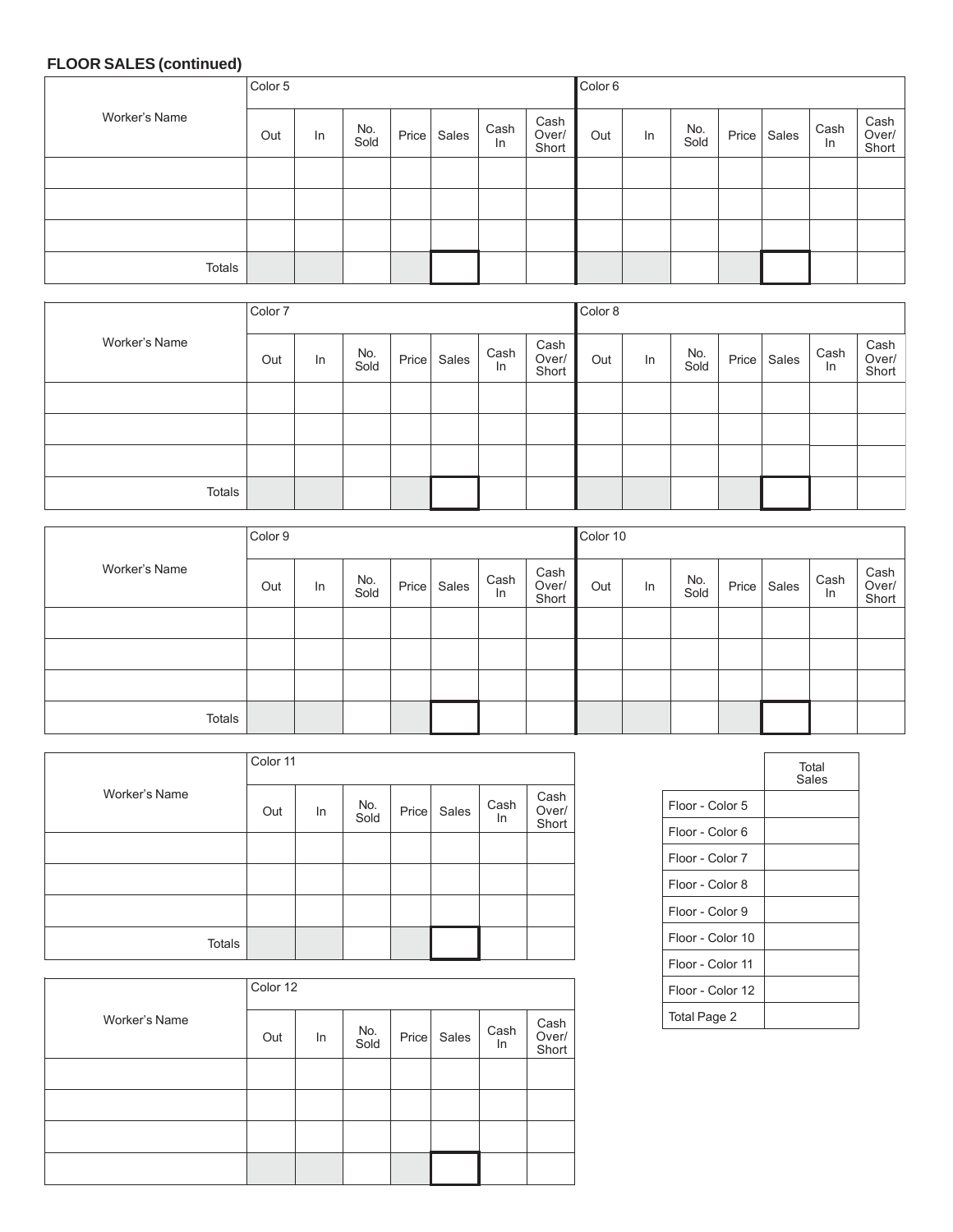**FLOOR SALES (continued)**

| Worker's Name | Color 5 | | | | | | | Color 6 | | | | | | |
|---|---|---|---|---|---|---|---|---|---|---|---|---|---|---|
| | Out | In | No. Sold | Price | Sales | Cash In | Cash Over/ Short | Out | In | No. Sold | Price | Sales | Cash In | Cash Over/ Short |
| | | | | | | | | | | | | | | |
| | | | | | | | | | | | | | | |
| | | | | | | | | | | | | | | |
| Totals | | | | | | | | | | | | | | |

| Worker's Name | Color 7 | | | | | | | Color 8 | | | | | | |
|---|---|---|---|---|---|---|---|---|---|---|---|---|---|---|
| | Out | In | No. Sold | Price | Sales | Cash In | Cash Over/ Short | Out | In | No. Sold | Price | Sales | Cash In | Cash Over/ Short |
| | | | | | | | | | | | | | | |
| | | | | | | | | | | | | | | |
| | | | | | | | | | | | | | | |
| Totals | | | | | | | | | | | | | | |

| Worker's Name | Color 9 | | | | | | | Color 10 | | | | | | |
|---|---|---|---|---|---|---|---|---|---|---|---|---|---|---|
| | Out | In | No. Sold | Price | Sales | Cash In | Cash Over/ Short | Out | In | No. Sold | Price | Sales | Cash In | Cash Over/ Short |
| | | | | | | | | | | | | | | |
| | | | | | | | | | | | | | | |
| | | | | | | | | | | | | | | |
| Totals | | | | | | | | | | | | | | |

| Worker's Name | Color 11 | | | | | | |
|---|---|---|---|---|---|---|---|
| | Out | In | No. Sold | Price | Sales | Cash In | Cash Over/ Short |
| | | | | | | | |
| | | | | | | | |
| | | | | | | | |
| Totals | | | | | | | |

| Worker's Name | Color 12 | | | | | | |
|---|---|---|---|---|---|---|---|
| | Out | In | No. Sold | Price | Sales | Cash In | Cash Over/ Short |
| | | | | | | | |
| | | | | | | | |
| | | | | | | | |
| | | | | | | | |

| | Total Sales |
|---|---|
| Floor - Color 5 | |
| Floor - Color 6 | |
| Floor - Color 7 | |
| Floor - Color 8 | |
| Floor - Color 9 | |
| Floor - Color 10 | |
| Floor - Color 11 | |
| Floor - Color 12 | |
| Total Page 2 | |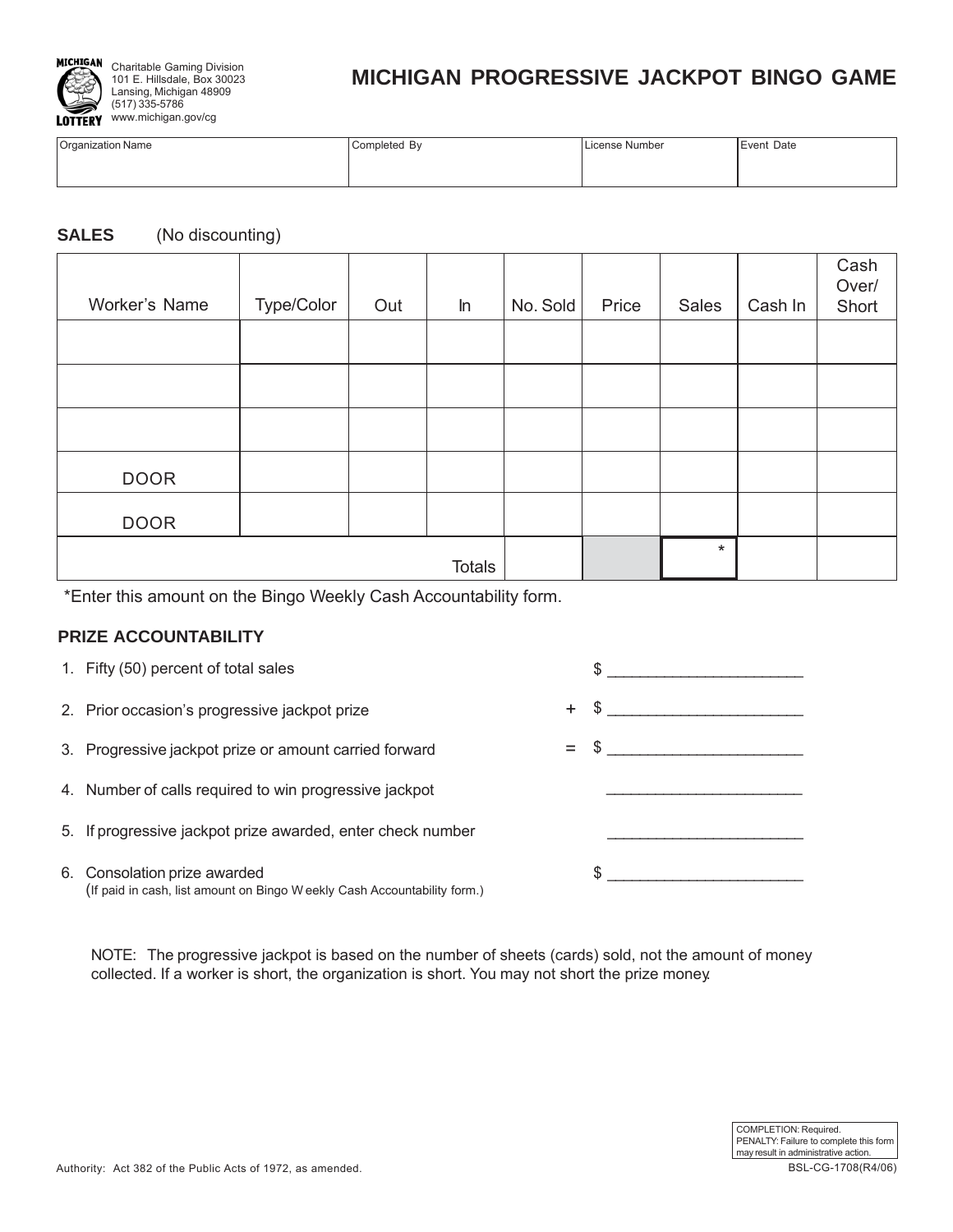Charitable Gaming Division
101 E. Hillsdale, Box 30023
Lansing, Michigan 48909
(517) 335-5786
www.michigan.gov/cg

# MICHIGAN PROGRESSIVE JACKPOT BINGO GAME

| Organization Name | Completed By | License Number | Event Date |
|---|---|---|---|
| | | | |

**SALES** (No discounting)

| Worker's Name | Type/Color | Out | In | No. Sold | Price | Sales | Cash In | Cash Over/ Short |
|---|---|---|---|---|---|---|---|---|
| | | | | | | | | |
| | | | | | | | | |
| | | | | | | | | |
| DOOR | | | | | | | | |
| DOOR | | | | | | | | |
| | | | Totals | | | * | | |

*Enter this amount on the Bingo Weekly Cash Accountability form.

**PRIZE ACCOUNTABILITY**

1. Fifty (50) percent of total sales $ ______________________
2. Prior occasion's progressive jackpot prize + $ ______________________
3. Progressive jackpot prize or amount carried forward = $ ______________________
4. Number of calls required to win progressive jackpot ______________________
5. If progressive jackpot prize awarded, enter check number ______________________
6. Consolation prize awarded $ ______________________
   (If paid in cash, list amount on Bingo Weekly Cash Accountability form.)

NOTE: The progressive jackpot is based on the number of sheets (cards) sold, not the amount of money collected. If a worker is short, the organization is short. You may not short the prize money.

COMPLETION: Required.
PENALTY: Failure to complete this form may result in administrative action.

Authority: Act 382 of the Public Acts of 1972, as amended.

BSL-CG-1708(R4/06)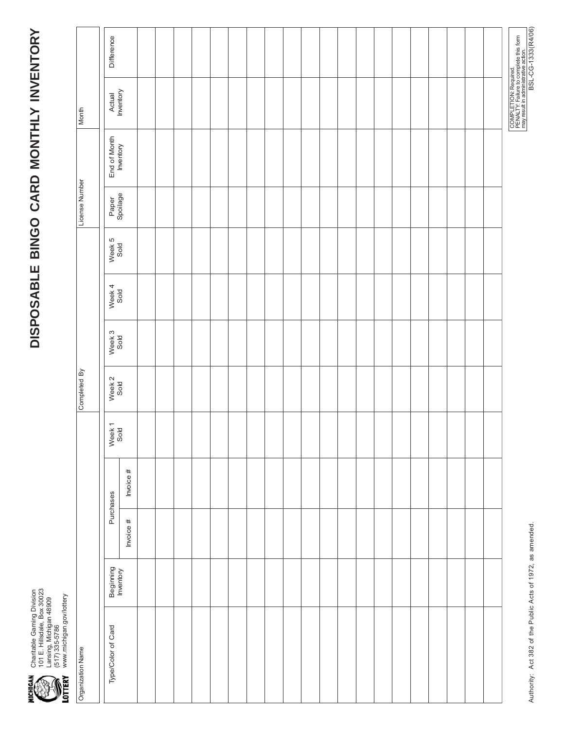Charitable Gaming Division
101 E. Hillsdale, Box 30023
Lansing, Michigan 48909
(517) 335-5786
www.michigan.gov/lottery

# DISPOSABLE BINGO CARD MONTHLY INVENTORY

| Organization Name | Completed By | License Number | Month |
|---|---|---|---|
| | | | |

| Type/Color of Card | Beginning Inventory | Purchases | | Week 1 Sold | Week 2 Sold | Week 3 Sold | Week 4 Sold | Week 5 Sold | Paper Spoilage | End of Month Inventory | Actual Inventory | Difference |
|---|---|---|---|---|---|---|---|---|---|---|---|---|
| | | Invoice # | Invoice # | | | | | | | | | |
| | | | | | | | | | | | | |
| | | | | | | | | | | | | |
| | | | | | | | | | | | | |
| | | | | | | | | | | | | |
| | | | | | | | | | | | | |
| | | | | | | | | | | | | |
| | | | | | | | | | | | | |
| | | | | | | | | | | | | |
| | | | | | | | | | | | | |
| | | | | | | | | | | | | |
| | | | | | | | | | | | | |
| | | | | | | | | | | | | |
| | | | | | | | | | | | | |
| | | | | | | | | | | | | |
| | | | | | | | | | | | | |
| | | | | | | | | | | | | |
| | | | | | | | | | | | | |
| | | | | | | | | | | | | |
| | | | | | | | | | | | | |
| | | | | | | | | | | | | |

Authority: Act 382 of the Public Acts of 1972, as amended.

COMPLETION: Required.
PENALTY: Failure to complete this form may result in administrative action.

BSL-CG-1333(R4/06)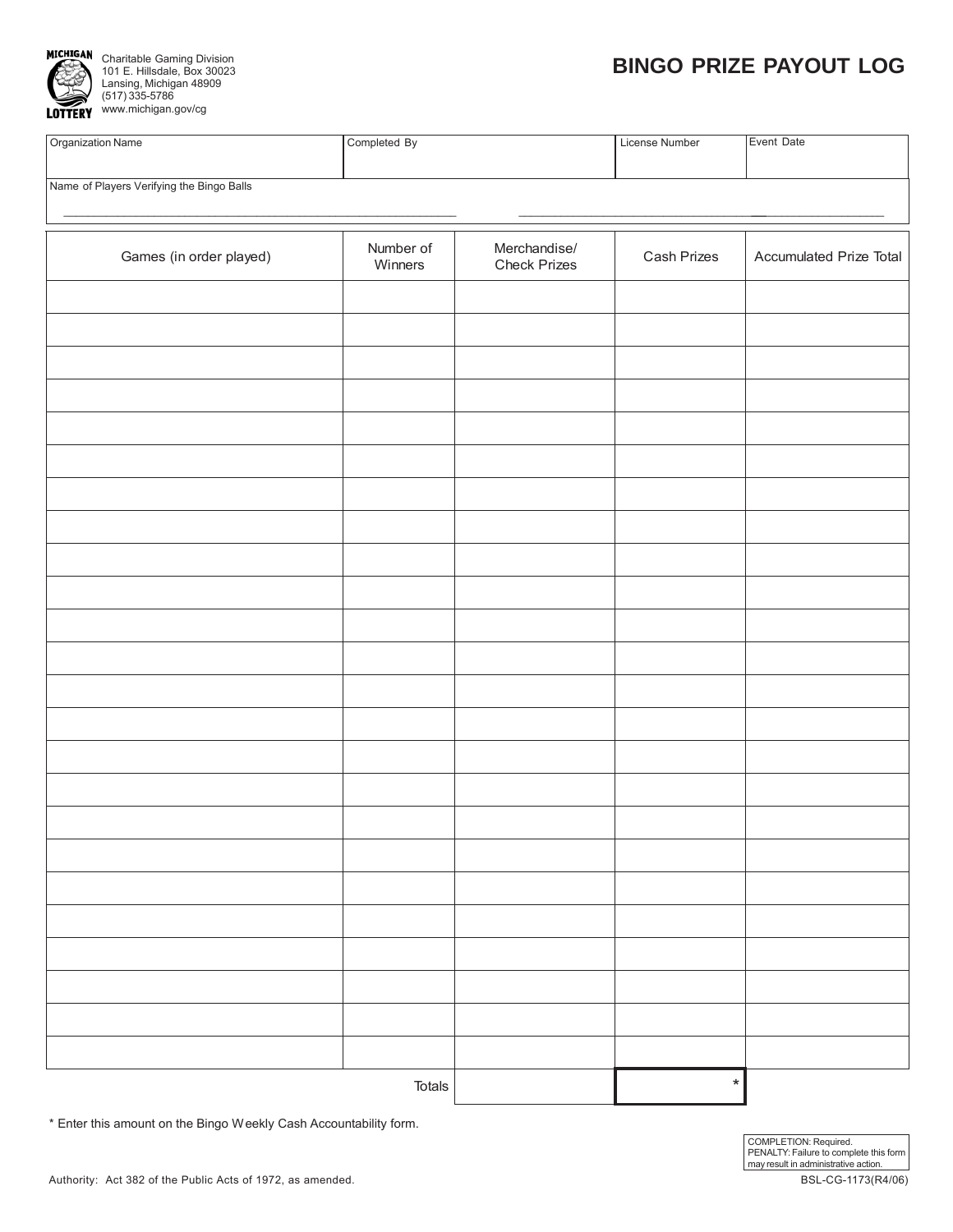Charitable Gaming Division
101 E. Hillsdale, Box 30023
Lansing, Michigan 48909
(517) 335-5786
www.michigan.gov/cg

# BINGO PRIZE PAYOUT LOG

| Organization Name | Completed By | License Number | Event Date |
|---|---|---|---|
| | | | |

Name of Players Verifying the Bingo Balls

______________________________ ______________________________

| Games (in order played) | Number of Winners | Merchandise/ Check Prizes | Cash Prizes | Accumulated Prize Total |
|---|---|---|---|---|
| | | | | |
| | | | | |
| | | | | |
| | | | | |
| | | | | |
| | | | | |
| | | | | |
| | | | | |
| | | | | |
| | | | | |
| | | | | |
| | | | | |
| | | | | |
| | | | | |
| | | | | |
| | | | | |
| | | | | |
| | | | | |
| | | | | |
| | | | | |
| | | | | |
| | | | | |
| | | | | |
| | | | | |
| | Totals | | * | |

* Enter this amount on the Bingo Weekly Cash Accountability form.

COMPLETION: Required.
PENALTY: Failure to complete this form may result in administrative action.

Authority: Act 382 of the Public Acts of 1972, as amended.

BSL-CG-1173(R4/06)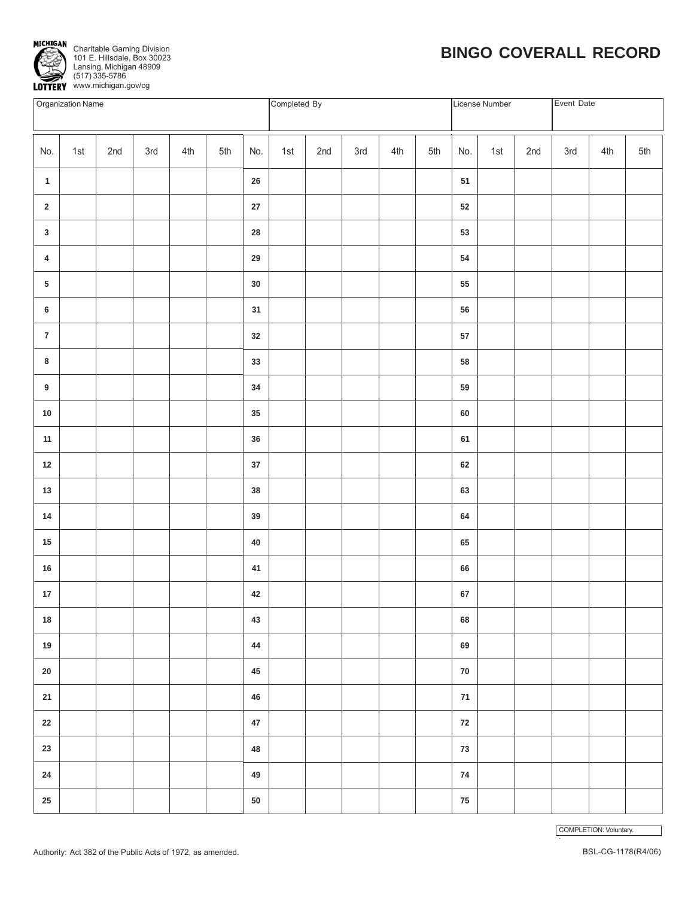MICHIGAN LOTTERY

Charitable Gaming Division
101 E. Hillsdale, Box 30023
Lansing, Michigan 48909
(517) 335-5786
www.michigan.gov/cg

# BINGO COVERALL RECORD

| Organization Name | Completed By | License Number | Event Date |
|---|---|---|---|
| | | | |

| No. | 1st | 2nd | 3rd | 4th | 5th | No. | 1st | 2nd | 3rd | 4th | 5th | No. | 1st | 2nd | 3rd | 4th | 5th |
|---|---|---|---|---|---|---|---|---|---|---|---|---|---|---|---|---|---|
| 1 | | | | | | 26 | | | | | | 51 | | | | | |
| 2 | | | | | | 27 | | | | | | 52 | | | | | |
| 3 | | | | | | 28 | | | | | | 53 | | | | | |
| 4 | | | | | | 29 | | | | | | 54 | | | | | |
| 5 | | | | | | 30 | | | | | | 55 | | | | | |
| 6 | | | | | | 31 | | | | | | 56 | | | | | |
| 7 | | | | | | 32 | | | | | | 57 | | | | | |
| 8 | | | | | | 33 | | | | | | 58 | | | | | |
| 9 | | | | | | 34 | | | | | | 59 | | | | | |
| 10 | | | | | | 35 | | | | | | 60 | | | | | |
| 11 | | | | | | 36 | | | | | | 61 | | | | | |
| 12 | | | | | | 37 | | | | | | 62 | | | | | |
| 13 | | | | | | 38 | | | | | | 63 | | | | | |
| 14 | | | | | | 39 | | | | | | 64 | | | | | |
| 15 | | | | | | 40 | | | | | | 65 | | | | | |
| 16 | | | | | | 41 | | | | | | 66 | | | | | |
| 17 | | | | | | 42 | | | | | | 67 | | | | | |
| 18 | | | | | | 43 | | | | | | 68 | | | | | |
| 19 | | | | | | 44 | | | | | | 69 | | | | | |
| 20 | | | | | | 45 | | | | | | 70 | | | | | |
| 21 | | | | | | 46 | | | | | | 71 | | | | | |
| 22 | | | | | | 47 | | | | | | 72 | | | | | |
| 23 | | | | | | 48 | | | | | | 73 | | | | | |
| 24 | | | | | | 49 | | | | | | 74 | | | | | |
| 25 | | | | | | 50 | | | | | | 75 | | | | | |

COMPLETION: Voluntary.

Authority: Act 382 of the Public Acts of 1972, as amended.

BSL-CG-1178(R4/06)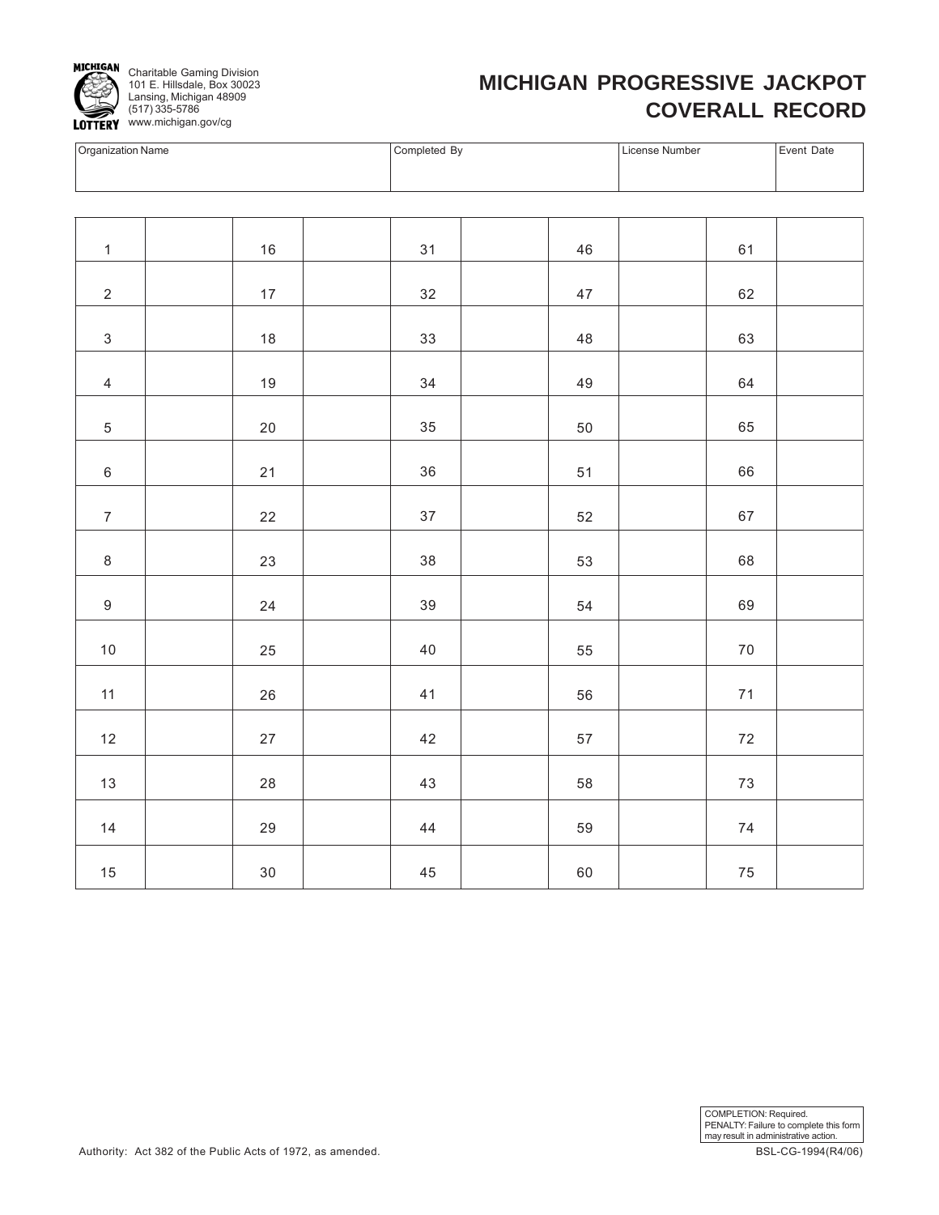Charitable Gaming Division
101 E. Hillsdale, Box 30023
Lansing, Michigan 48909
(517) 335-5786
www.michigan.gov/cg

# MICHIGAN PROGRESSIVE JACKPOT COVERALL RECORD

| Organization Name | Completed By | License Number | Event Date |
|---|---|---|---|
| | | | |

| | | | | | | | | | |
|---|---|---|---|---|---|---|---|---|---|
| 1 | | 16 | | 31 | | 46 | | 61 | |
| 2 | | 17 | | 32 | | 47 | | 62 | |
| 3 | | 18 | | 33 | | 48 | | 63 | |
| 4 | | 19 | | 34 | | 49 | | 64 | |
| 5 | | 20 | | 35 | | 50 | | 65 | |
| 6 | | 21 | | 36 | | 51 | | 66 | |
| 7 | | 22 | | 37 | | 52 | | 67 | |
| 8 | | 23 | | 38 | | 53 | | 68 | |
| 9 | | 24 | | 39 | | 54 | | 69 | |
| 10 | | 25 | | 40 | | 55 | | 70 | |
| 11 | | 26 | | 41 | | 56 | | 71 | |
| 12 | | 27 | | 42 | | 57 | | 72 | |
| 13 | | 28 | | 43 | | 58 | | 73 | |
| 14 | | 29 | | 44 | | 59 | | 74 | |
| 15 | | 30 | | 45 | | 60 | | 75 | |

COMPLETION: Required.
PENALTY: Failure to complete this form may result in administrative action.

Authority: Act 382 of the Public Acts of 1972, as amended.

BSL-CG-1994(R4/06)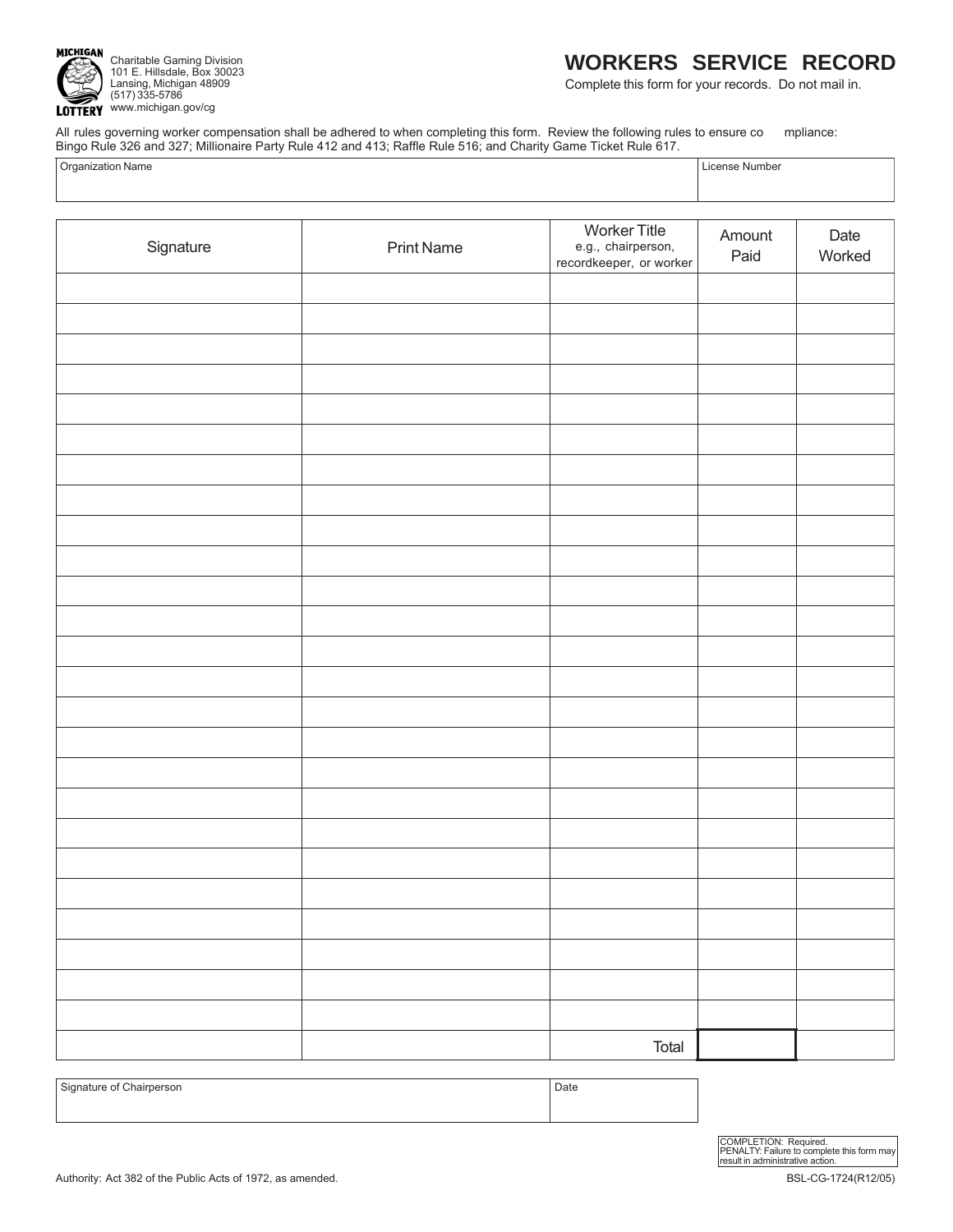MICHIGAN LOTTERY

Charitable Gaming Division
101 E. Hillsdale, Box 30023
Lansing, Michigan 48909
(517) 335-5786
www.michigan.gov/cg

# WORKERS SERVICE RECORD

Complete this form for your records. Do not mail in.

All rules governing worker compensation shall be adhered to when completing this form. Review the following rules to ensure compliance: Bingo Rule 326 and 327; Millionaire Party Rule 412 and 413; Raffle Rule 516; and Charity Game Ticket Rule 617.

| Organization Name | License Number |
|---|---|
| | |

| Signature | Print Name | Worker Title e.g., chairperson, recordkeeper, or worker | Amount Paid | Date Worked |
|---|---|---|---|---|
| | | | | |
| | | | | |
| | | | | |
| | | | | |
| | | | | |
| | | | | |
| | | | | |
| | | | | |
| | | | | |
| | | | | |
| | | | | |
| | | | | |
| | | | | |
| | | | | |
| | | | | |
| | | | | |
| | | | | |
| | | | | |
| | | | | |
| | | | | |
| | | | | |
| | | | | |
| | | | | |
| | | | | |
| | | | | |
| | | Total | | |

| Signature of Chairperson | Date |
|---|---|
| | |

COMPLETION: Required.
PENALTY: Failure to complete this form may result in administrative action.

Authority: Act 382 of the Public Acts of 1972, as amended.

BSL-CG-1724(R12/05)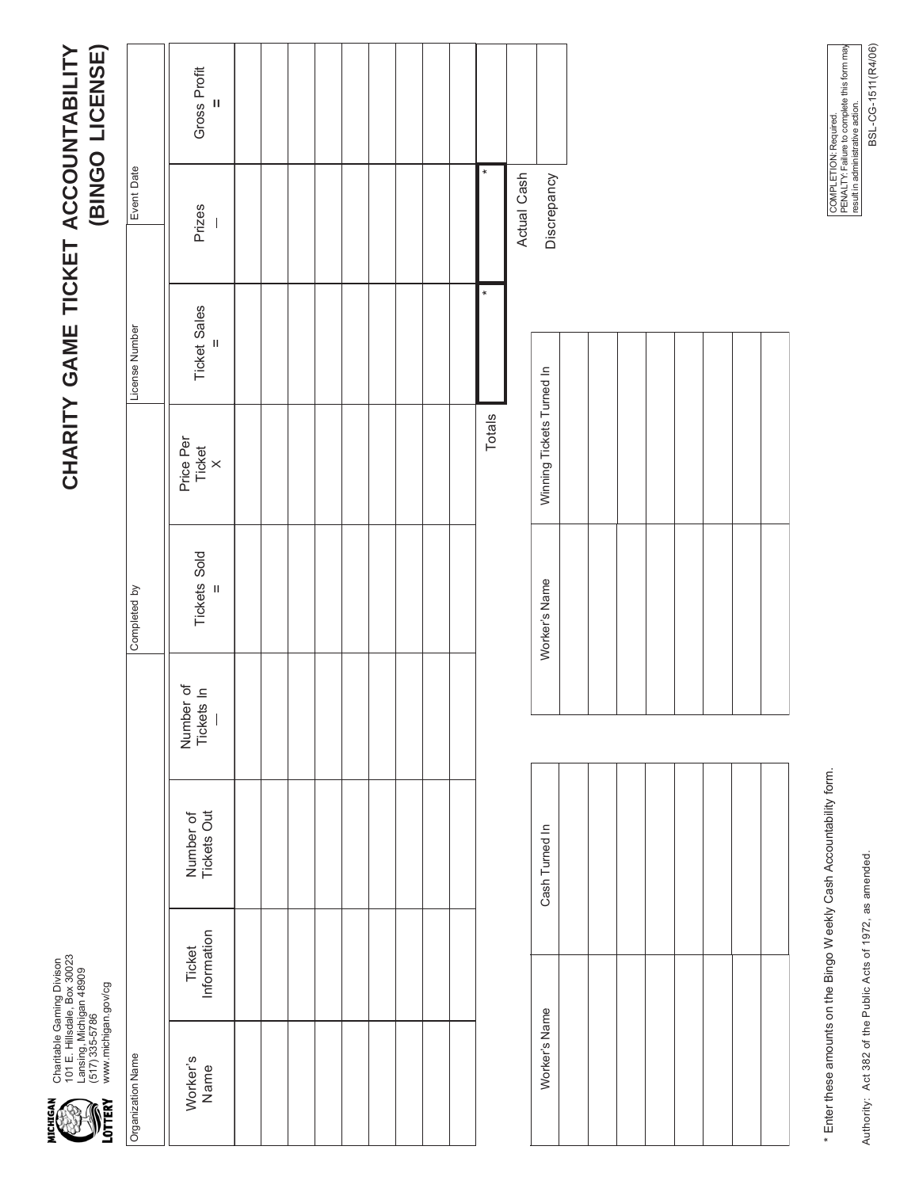Charitable Gaming Divison
101 E. Hillsdale, Box 30023
Lansing, Michigan 48909
(517) 335-5786
www.michigan.gov/cg

# CHARITY GAME TICKET ACCOUNTABILITY (BINGO LICENSE)

| Organization Name | Completed by | License Number | Event Date |
|---|---|---|---|
| | | | |

| Worker's Name | Ticket Information | Number of Tickets Out | Number of Tickets In — | Tickets Sold = | Price Per Ticket X | Ticket Sales = | Prizes — | Gross Profit = |
|---|---|---|---|---|---|---|---|---|
| | | | | | | | | |
| | | | | | | | | |
| | | | | | | | | |
| | | | | | | | | |
| | | | | | | | | |
| | | | | | | | | |
| | | | | | | | | |
| | | | | | | | | |
| | | | | | | | | |
| | | | | | Totals | * | * | |
| | | | | | | | Actual Cash | |
| | | | | | | | Discrepancy | |

| Worker's Name | Cash Turned In |
|---|---|
| | |
| | |
| | |
| | |
| | |
| | |
| | |

| Worker's Name | Winning Tickets Turned In |
|---|---|
| | |
| | |
| | |
| | |
| | |
| | |
| | |

* Enter these amounts on the Bingo Weekly Cash Accountability form.

Authority: Act 382 of the Public Acts of 1972, as amended.

COMPLETION: Required.
PENALTY: Failure to complete this form may result in administrative action.

BSL-CG-1511(R4/06)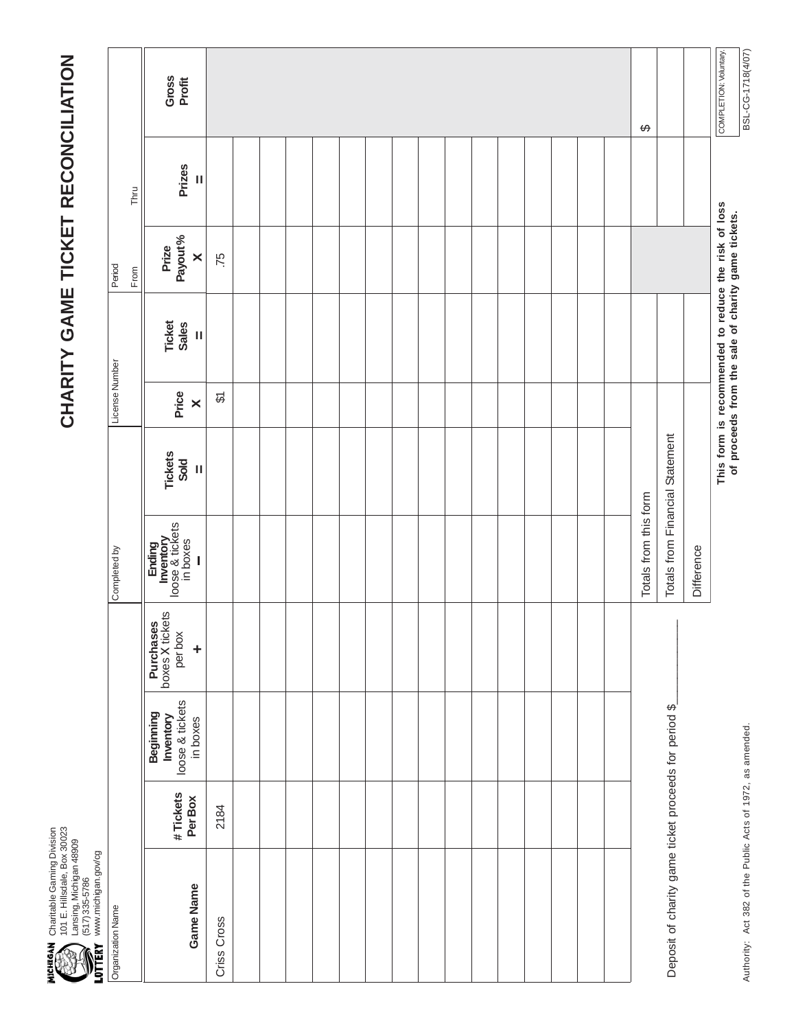MICHIGAN LOTTERY Charitable Gaming Division
101 E. Hillsdale, Box 30023
Lansing, Michigan 48909
(517) 335-5786
www.michigan.gov/cg

# CHARITY GAME TICKET RECONCILIATION

| Organization Name | Completed by | License Number | Period From | Thru |
|---|---|---|---|---|
| | | | | |

| Game Name | # Tickets Per Box | Beginning Inventory loose & tickets in boxes | Purchases boxes X tickets per box + | Ending Inventory loose & tickets in boxes – | Tickets Sold = | Price X | Ticket Sales = | Prize Payout% X | Prizes = | Gross Profit |
|---|---|---|---|---|---|---|---|---|---|---|
| Criss Cross | 2184 | | | | | $1 | | .75 | | |
| | | | | | | | | | | |
| | | | | | | | | | | |
| | | | | | | | | | | |
| | | | | | | | | | | |
| | | | | | | | | | | |
| | | | | | | | | | | |
| | | | | | | | | | | |
| | | | | | | | | | | |
| | | | | | | | | | | |
| | | | | | | | | | | |
| | | | | | | | | | | |
| | | | | | | | | | | |
| | | | | | | | | | | |
| | | | | | | | | | | |
| | | | | | | | | | | |

| | Ticket Sales | Prize Payout% | Prizes | Gross Profit |
|---|---|---|---|---|
| Totals from this form | | | | $ |
| Totals from Financial Statement | | | | |
| Difference | | | | |

Deposit of charity game ticket proceeds for period $\_\_\_\_\_\_\_\_\_\_

**This form is recommended to reduce the risk of loss of proceeds from the sale of charity game tickets.**

COMPLETION: Voluntary.

Authority: Act 382 of the Public Acts of 1972, as amended.

BSL-CG-1718(4/07)